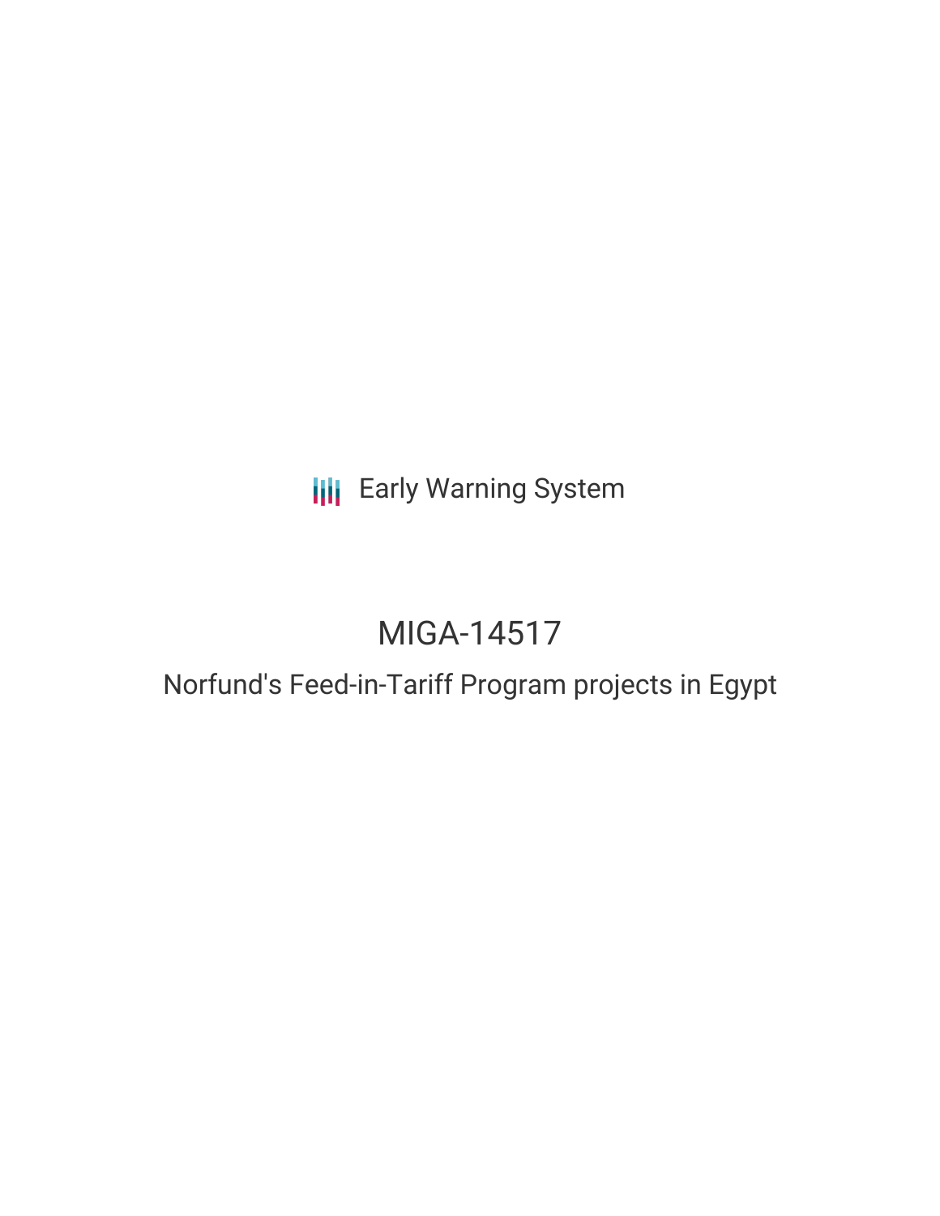Early Warning System

# MIGA-14517

## Norfund's Feed-in-Tariff Program projects in Egypt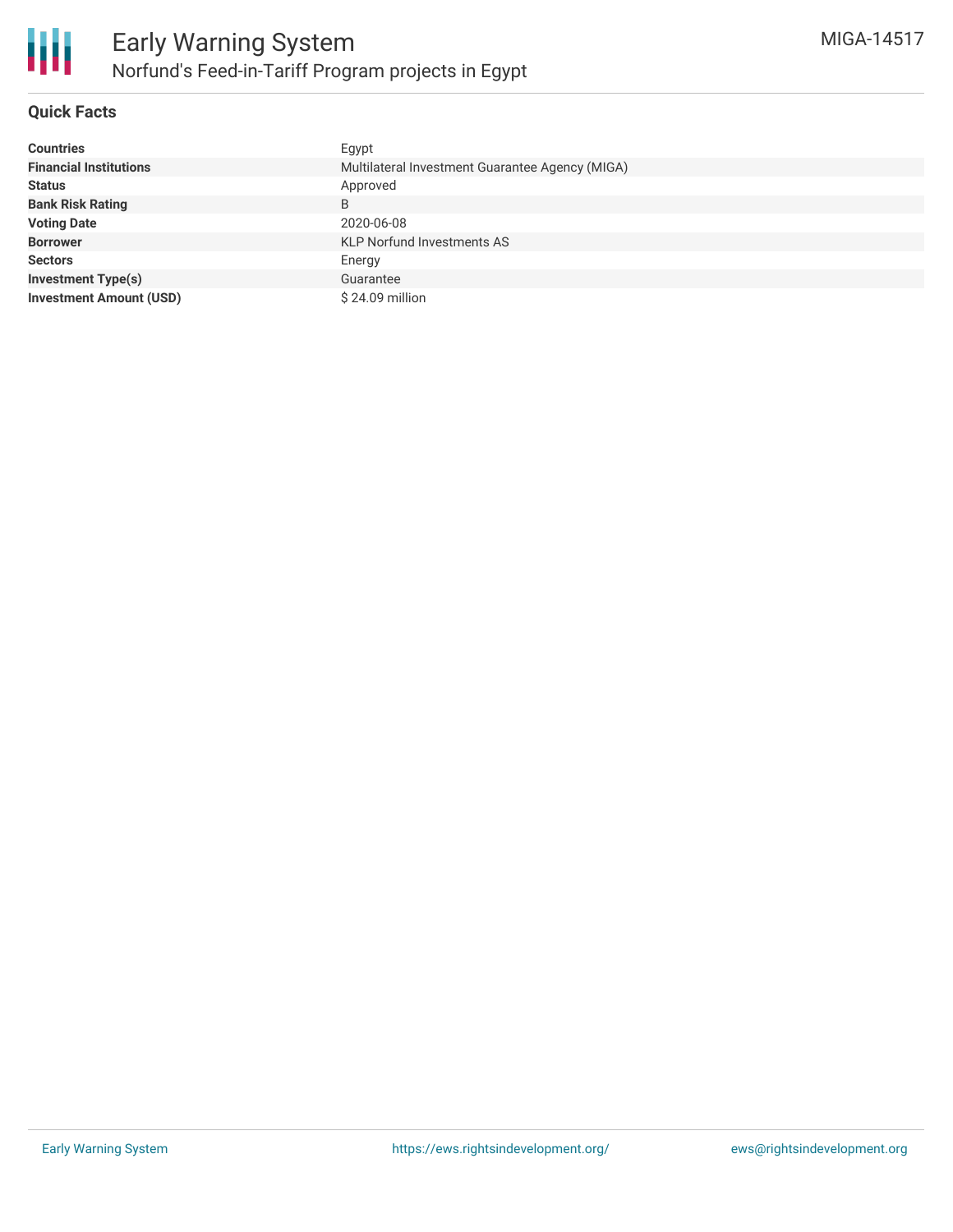# Early Warning System

## Norfund's Feed-in-Tariff Program projects in Egypt

MIGA-14517

### Quick Facts

| | |
|---|---|
| **Countries** | Egypt |
| **Financial Institutions** | Multilateral Investment Guarantee Agency (MIGA) |
| **Status** | Approved |
| **Bank Risk Rating** | B |
| **Voting Date** | 2020-06-08 |
| **Borrower** | KLP Norfund Investments AS |
| **Sectors** | Energy |
| **Investment Type(s)** | Guarantee |
| **Investment Amount (USD)** | $ 24.09 million |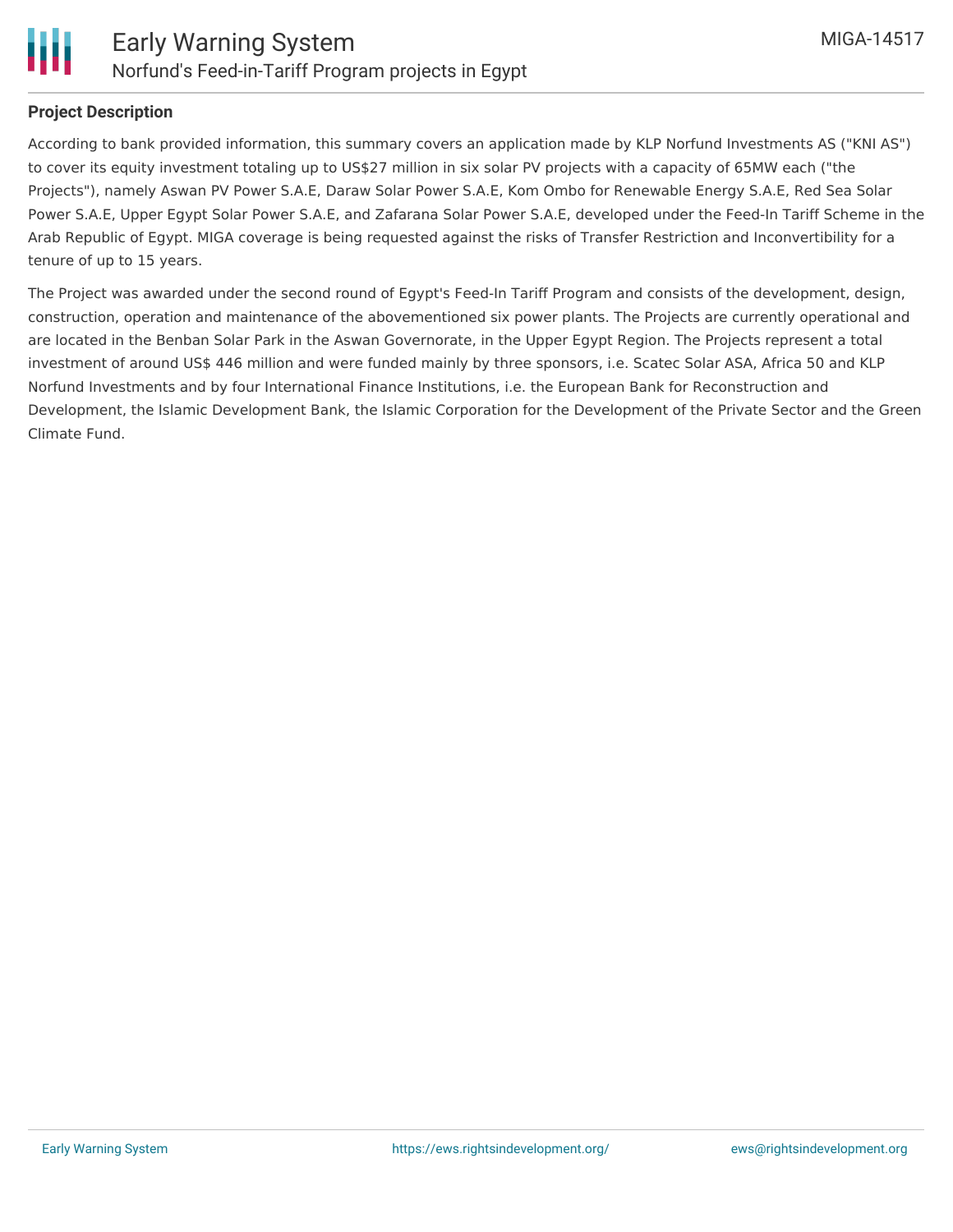## Project Description

According to bank provided information, this summary covers an application made by KLP Norfund Investments AS ("KNI AS") to cover its equity investment totaling up to US$27 million in six solar PV projects with a capacity of 65MW each ("the Projects"), namely Aswan PV Power S.A.E, Daraw Solar Power S.A.E, Kom Ombo for Renewable Energy S.A.E, Red Sea Solar Power S.A.E, Upper Egypt Solar Power S.A.E, and Zafarana Solar Power S.A.E, developed under the Feed-In Tariff Scheme in the Arab Republic of Egypt. MIGA coverage is being requested against the risks of Transfer Restriction and Inconvertibility for a tenure of up to 15 years.

The Project was awarded under the second round of Egypt's Feed-In Tariff Program and consists of the development, design, construction, operation and maintenance of the abovementioned six power plants. The Projects are currently operational and are located in the Benban Solar Park in the Aswan Governorate, in the Upper Egypt Region. The Projects represent a total investment of around US$ 446 million and were funded mainly by three sponsors, i.e. Scatec Solar ASA, Africa 50 and KLP Norfund Investments and by four International Finance Institutions, i.e. the European Bank for Reconstruction and Development, the Islamic Development Bank, the Islamic Corporation for the Development of the Private Sector and the Green Climate Fund.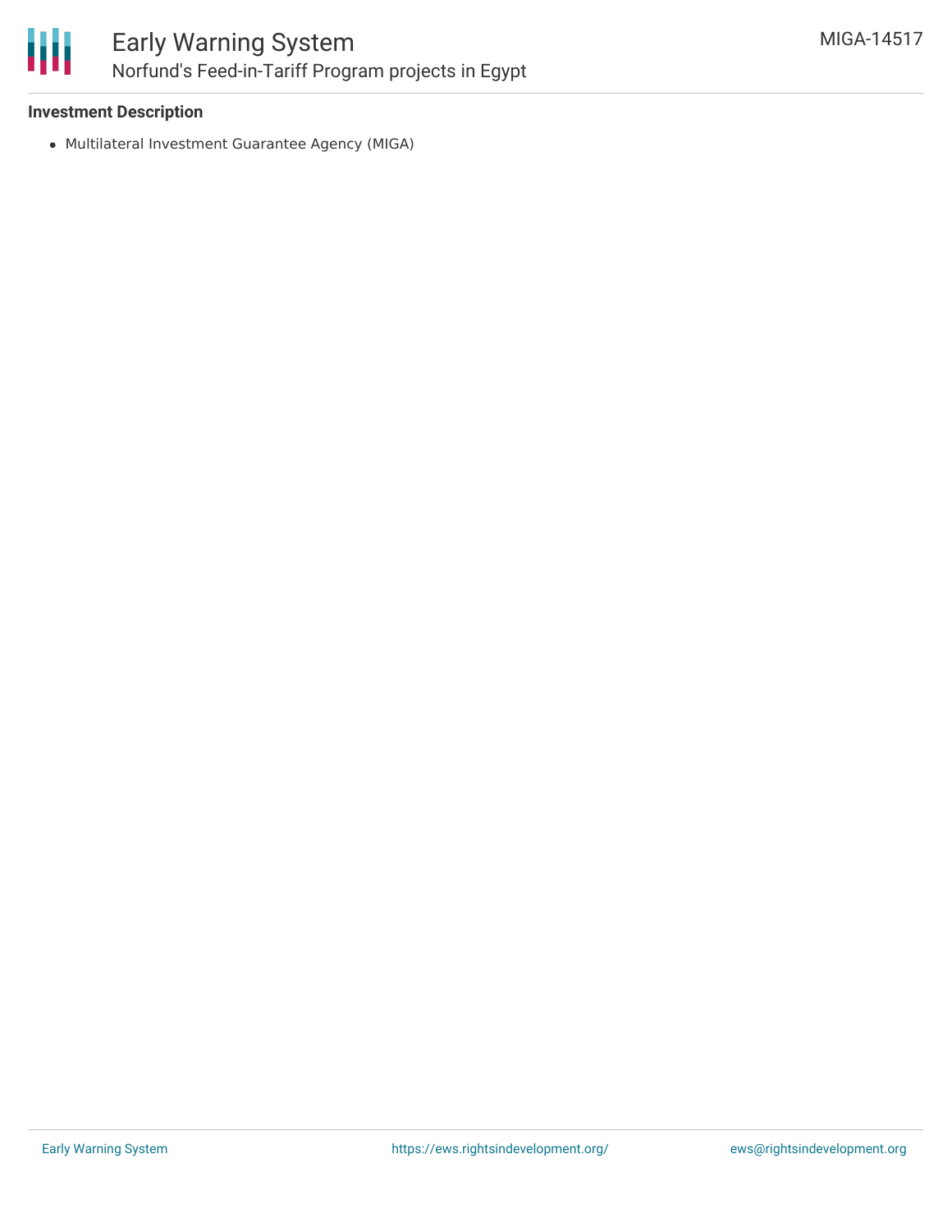## Investment Description

- Multilateral Investment Guarantee Agency (MIGA)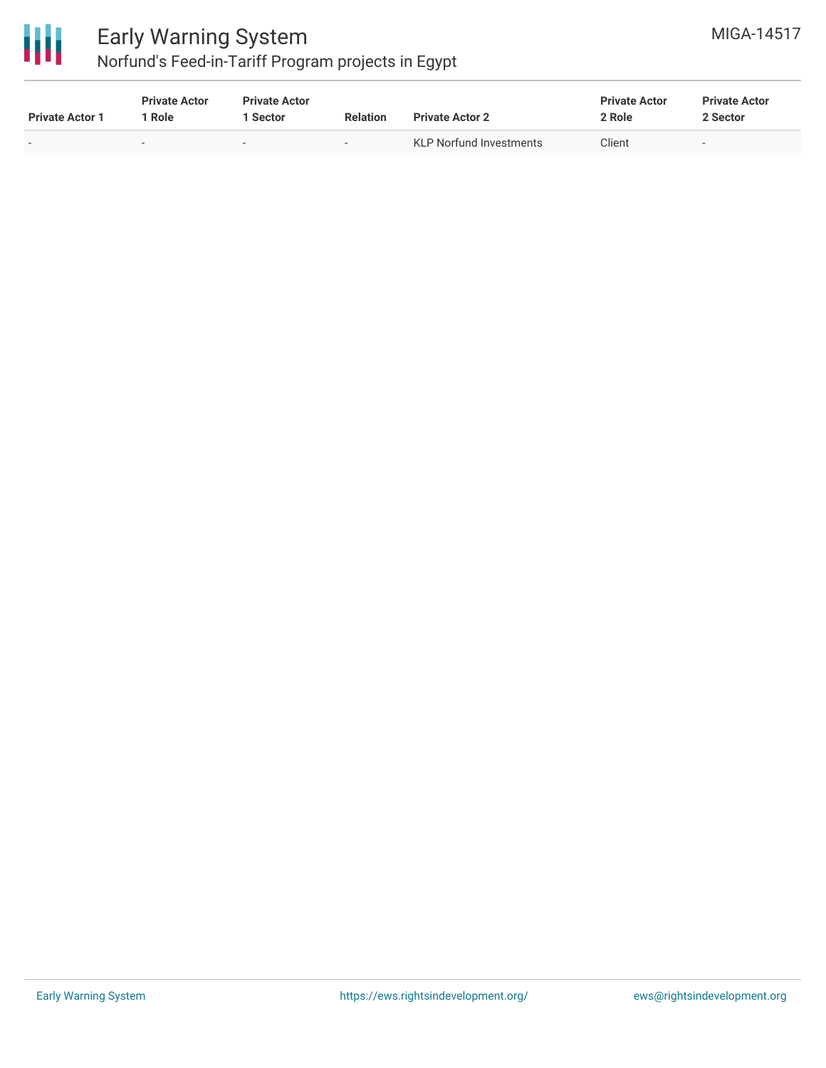| Private Actor 1 | Private Actor 1 Role | Private Actor 1 Sector | Relation | Private Actor 2 | Private Actor 2 Role | Private Actor 2 Sector |
| --- | --- | --- | --- | --- | --- | --- |
| - | - | - | - | KLP Norfund Investments | Client | - |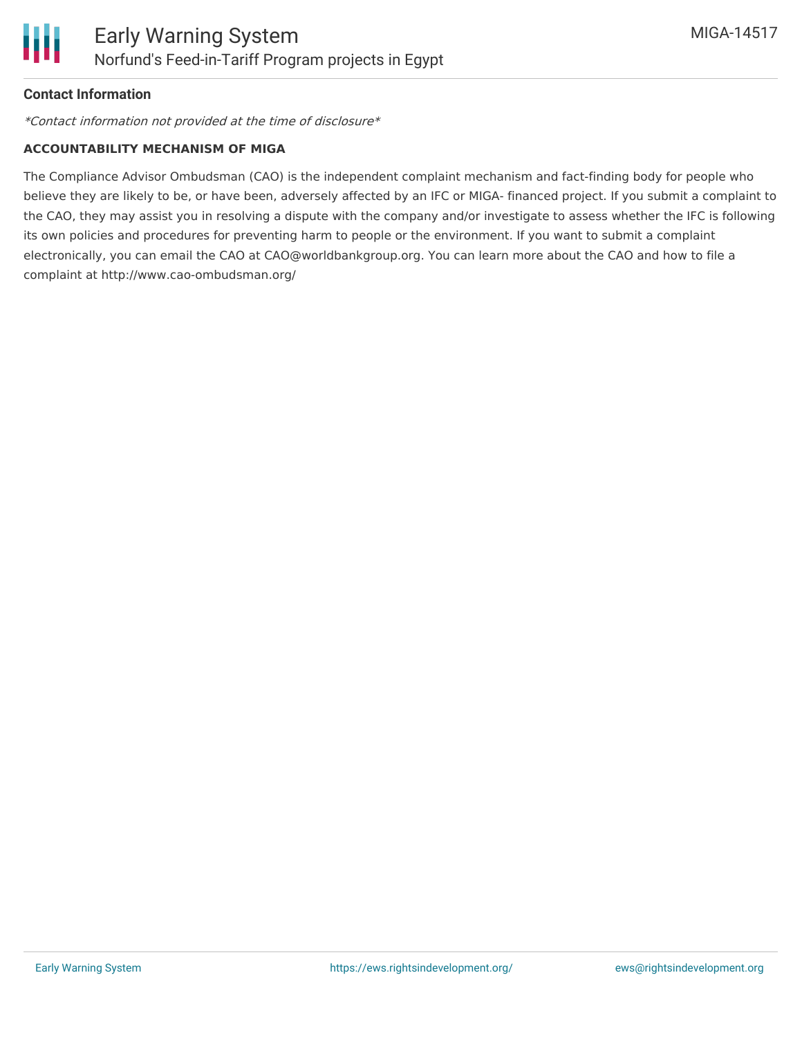**Contact Information**

*Contact information not provided at the time of disclosure*

**ACCOUNTABILITY MECHANISM OF MIGA**

The Compliance Advisor Ombudsman (CAO) is the independent complaint mechanism and fact-finding body for people who believe they are likely to be, or have been, adversely affected by an IFC or MIGA- financed project. If you submit a complaint to the CAO, they may assist you in resolving a dispute with the company and/or investigate to assess whether the IFC is following its own policies and procedures for preventing harm to people or the environment. If you want to submit a complaint electronically, you can email the CAO at CAO@worldbankgroup.org. You can learn more about the CAO and how to file a complaint at http://www.cao-ombudsman.org/